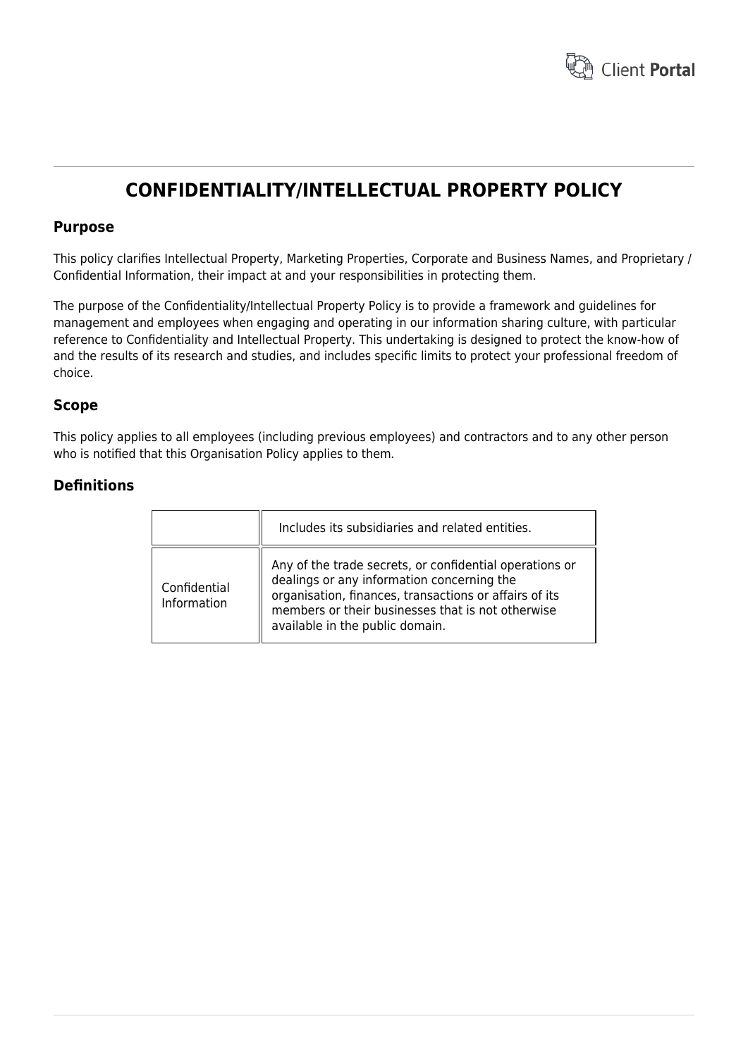# CONFIDENTIALITY/INTELLECTUAL PROPERTY POLICY

## Purpose

This policy clarifies Intellectual Property, Marketing Properties, Corporate and Business Names, and Proprietary / Confidential Information, their impact at and your responsibilities in protecting them.

The purpose of the Confidentiality/Intellectual Property Policy is to provide a framework and guidelines for management and employees when engaging and operating in our information sharing culture, with particular reference to Confidentiality and Intellectual Property. This undertaking is designed to protect the know-how of and the results of its research and studies, and includes specific limits to protect your professional freedom of choice.

## Scope

This policy applies to all employees (including previous employees) and contractors and to any other person who is notified that this Organisation Policy applies to them.

## Definitions

| | |
|---|---|
| | Includes its subsidiaries and related entities. |
| Confidential Information | Any of the trade secrets, or confidential operations or dealings or any information concerning the organisation, finances, transactions or affairs of its members or their businesses that is not otherwise available in the public domain. |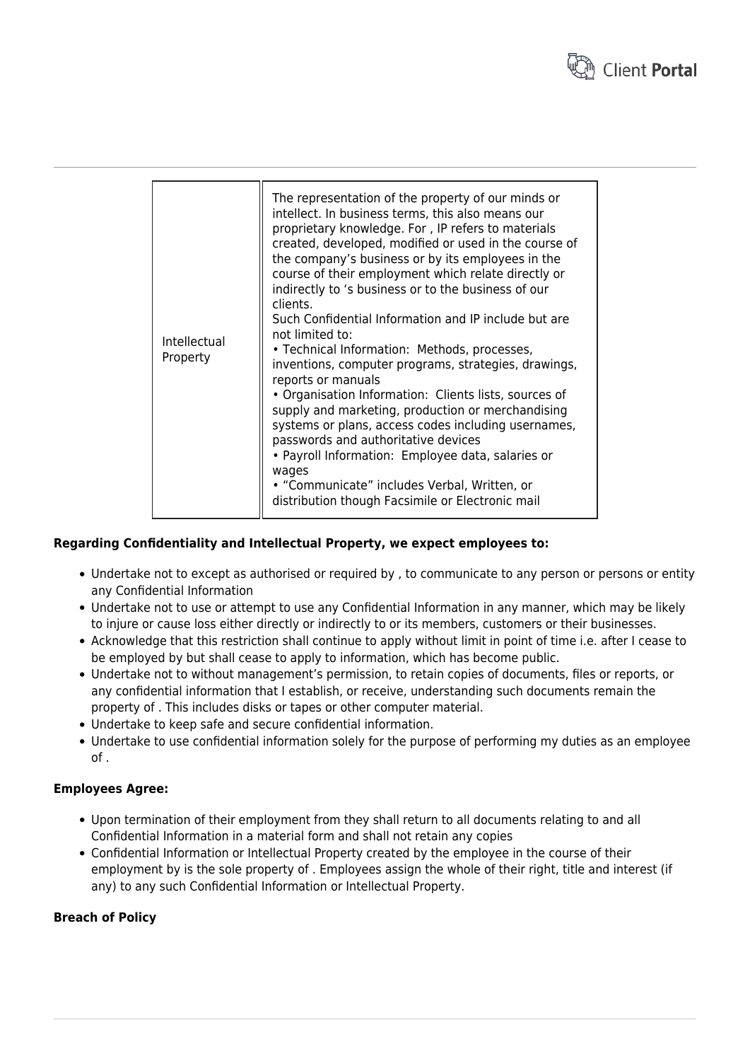| Intellectual Property | The representation of the property of our minds or intellect. In business terms, this also means our proprietary knowledge. For , IP refers to materials created, developed, modified or used in the course of the company's business or by its employees in the course of their employment which relate directly or indirectly to 's business or to the business of our clients.<br>Such Confidential Information and IP include but are not limited to:<br>• Technical Information: Methods, processes, inventions, computer programs, strategies, drawings, reports or manuals<br>• Organisation Information: Clients lists, sources of supply and marketing, production or merchandising systems or plans, access codes including usernames, passwords and authoritative devices<br>• Payroll Information: Employee data, salaries or wages<br>• "Communicate" includes Verbal, Written, or distribution though Facsimile or Electronic mail |
|---|---|

**Regarding Confidentiality and Intellectual Property, we expect employees to:**

- Undertake not to except as authorised or required by , to communicate to any person or persons or entity any Confidential Information
- Undertake not to use or attempt to use any Confidential Information in any manner, which may be likely to injure or cause loss either directly or indirectly to or its members, customers or their businesses.
- Acknowledge that this restriction shall continue to apply without limit in point of time i.e. after I cease to be employed by but shall cease to apply to information, which has become public.
- Undertake not to without management's permission, to retain copies of documents, files or reports, or any confidential information that I establish, or receive, understanding such documents remain the property of . This includes disks or tapes or other computer material.
- Undertake to keep safe and secure confidential information.
- Undertake to use confidential information solely for the purpose of performing my duties as an employee of .

**Employees Agree:**

- Upon termination of their employment from they shall return to all documents relating to and all Confidential Information in a material form and shall not retain any copies
- Confidential Information or Intellectual Property created by the employee in the course of their employment by is the sole property of . Employees assign the whole of their right, title and interest (if any) to any such Confidential Information or Intellectual Property.

**Breach of Policy**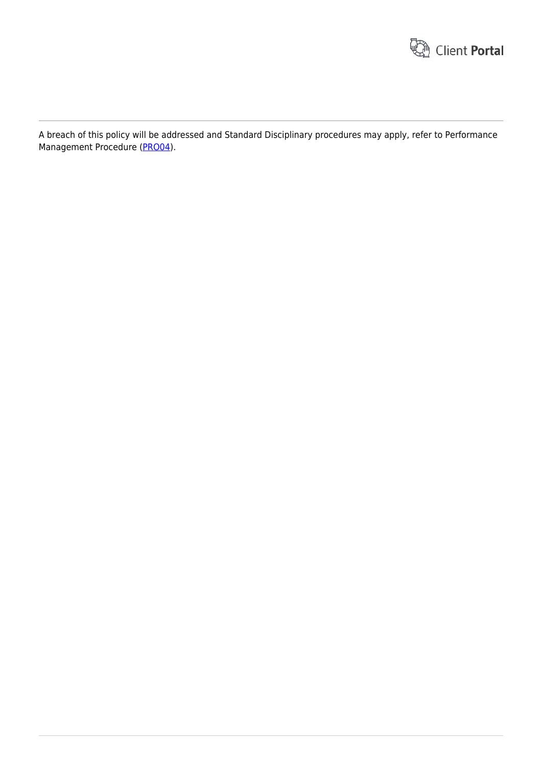A breach of this policy will be addressed and Standard Disciplinary procedures may apply, refer to Performance Management Procedure (PRO04).